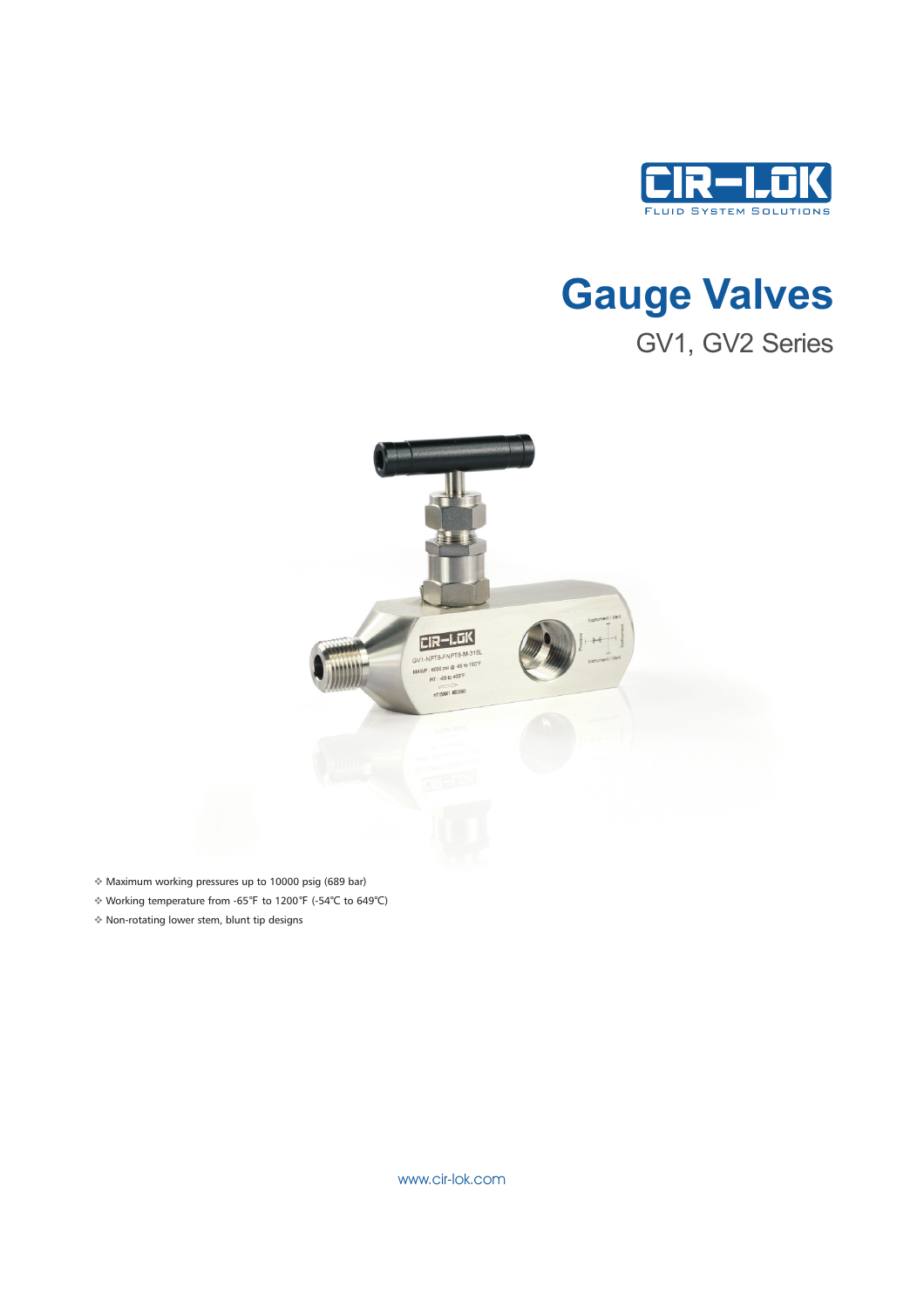# Gauge Valves

## GV1, GV2 Series

- Maximum working pressures up to 10000 psig (689 bar)
- Working temperature from -65°F to 1200°F (-54℃ to 649℃)
- Non-rotating lower stem, blunt tip designs

www.cir-lok.com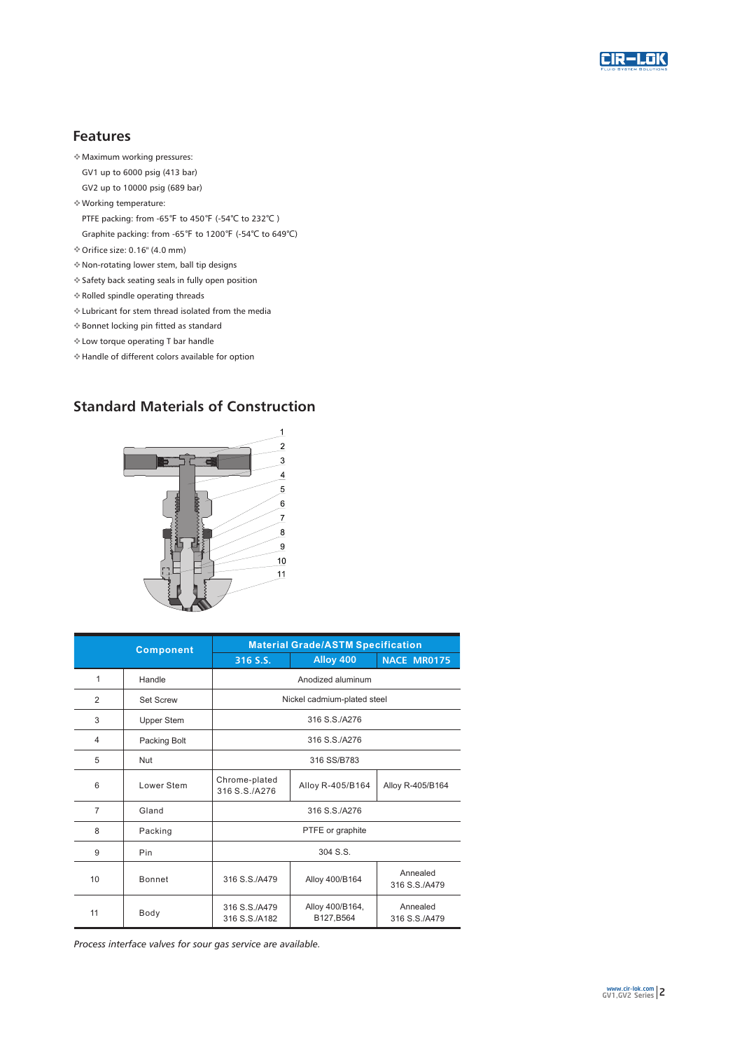## Features

- Maximum working pressures:
  GV1 up to 6000 psig (413 bar)
  GV2 up to 10000 psig (689 bar)
- Working temperature:
  PTFE packing: from -65℉ to 450℉ (-54℃ to 232℃ )
  Graphite packing: from -65℉ to 1200℉ (-54℃ to 649℃)
- Orifice size: 0.16" (4.0 mm)
- Non-rotating lower stem, ball tip designs
- Safety back seating seals in fully open position
- Rolled spindle operating threads
- Lubricant for stem thread isolated from the media
- Bonnet locking pin fitted as standard
- Low torque operating T bar handle
- Handle of different colors available for option

## Standard Materials of Construction

| Component | | Material Grade/ASTM Specification | | |
|---|---|---|---|---|
| | | 316 S.S. | Alloy 400 | NACE MR0175 |
| 1 | Handle | Anodized aluminum | | |
| 2 | Set Screw | Nickel cadmium-plated steel | | |
| 3 | Upper Stem | 316 S.S./A276 | | |
| 4 | Packing Bolt | 316 S.S./A276 | | |
| 5 | Nut | 316 SS/B783 | | |
| 6 | Lower Stem | Chrome-plated 316 S.S./A276 | Alloy R-405/B164 | Alloy R-405/B164 |
| 7 | Gland | 316 S.S./A276 | | |
| 8 | Packing | PTFE or graphite | | |
| 9 | Pin | 304 S.S. | | |
| 10 | Bonnet | 316 S.S./A479 | Alloy 400/B164 | Annealed 316 S.S./A479 |
| 11 | Body | 316 S.S./A479 316 S.S./A182 | Alloy 400/B164, B127,B564 | Annealed 316 S.S./A479 |

*Process interface valves for sour gas service are available.*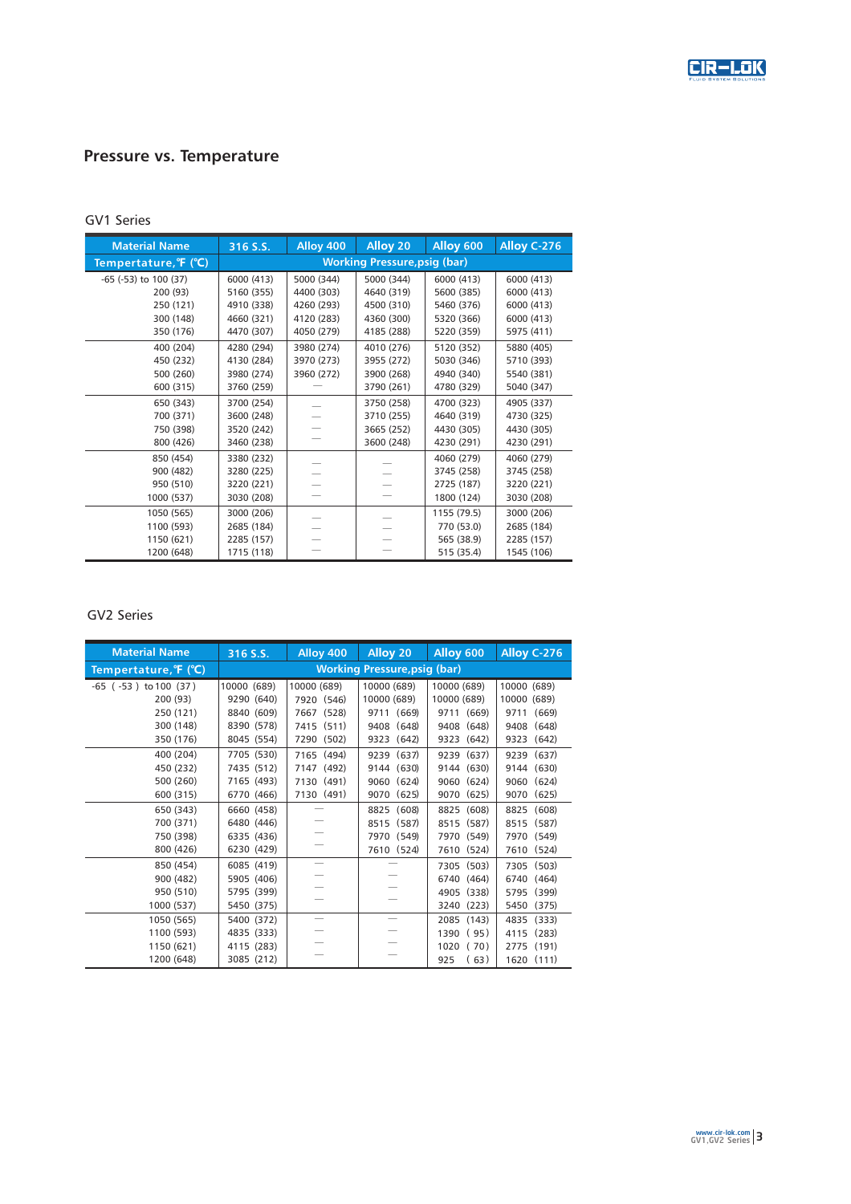## Pressure vs. Temperature

### GV1 Series

| Material Name | 316 S.S. | Alloy 400 | Alloy 20 | Alloy 600 | Alloy C-276 |
|---|---|---|---|---|---|
| Tempertature,℉ (℃) | Working Pressure,psig (bar) | | | | |
| -65 (-53) to 100 (37) | 6000 (413) | 5000 (344) | 5000 (344) | 6000 (413) | 6000 (413) |
| 200 (93) | 5160 (355) | 4400 (303) | 4640 (319) | 5600 (385) | 6000 (413) |
| 250 (121) | 4910 (338) | 4260 (293) | 4500 (310) | 5460 (376) | 6000 (413) |
| 300 (148) | 4660 (321) | 4120 (283) | 4360 (300) | 5320 (366) | 6000 (413) |
| 350 (176) | 4470 (307) | 4050 (279) | 4185 (288) | 5220 (359) | 5975 (411) |
| 400 (204) | 4280 (294) | 3980 (274) | 4010 (276) | 5120 (352) | 5880 (405) |
| 450 (232) | 4130 (284) | 3970 (273) | 3955 (272) | 5030 (346) | 5710 (393) |
| 500 (260) | 3980 (274) | 3960 (272) | 3900 (268) | 4940 (340) | 5540 (381) |
| 600 (315) | 3760 (259) | — | 3790 (261) | 4780 (329) | 5040 (347) |
| 650 (343) | 3700 (254) | — | 3750 (258) | 4700 (323) | 4905 (337) |
| 700 (371) | 3600 (248) | — | 3710 (255) | 4640 (319) | 4730 (325) |
| 750 (398) | 3520 (242) | — | 3665 (252) | 4430 (305) | 4430 (305) |
| 800 (426) | 3460 (238) | — | 3600 (248) | 4230 (291) | 4230 (291) |
| 850 (454) | 3380 (232) | — | — | 4060 (279) | 4060 (279) |
| 900 (482) | 3280 (225) | — | — | 3745 (258) | 3745 (258) |
| 950 (510) | 3220 (221) | — | — | 2725 (187) | 3220 (221) |
| 1000 (537) | 3030 (208) | — | — | 1800 (124) | 3030 (208) |
| 1050 (565) | 3000 (206) | — | — | 1155 (79.5) | 3000 (206) |
| 1100 (593) | 2685 (184) | — | — | 770 (53.0) | 2685 (184) |
| 1150 (621) | 2285 (157) | — | — | 565 (38.9) | 2285 (157) |
| 1200 (648) | 1715 (118) | — | — | 515 (35.4) | 1545 (106) |

### GV2 Series

| Material Name | 316 S.S. | Alloy 400 | Alloy 20 | Alloy 600 | Alloy C-276 |
|---|---|---|---|---|---|
| Tempertature,℉ (℃) | Working Pressure,psig (bar) | | | | |
| -65 ( -53 ) to 100 (37) | 10000 (689) | 10000 (689) | 10000 (689) | 10000 (689) | 10000 (689) |
| 200 (93) | 9290 (640) | 7920 (546) | 10000 (689) | 10000 (689) | 10000 (689) |
| 250 (121) | 8840 (609) | 7667 (528) | 9711 (669) | 9711 (669) | 9711 (669) |
| 300 (148) | 8390 (578) | 7415 (511) | 9408 (648) | 9408 (648) | 9408 (648) |
| 350 (176) | 8045 (554) | 7290 (502) | 9323 (642) | 9323 (642) | 9323 (642) |
| 400 (204) | 7705 (530) | 7165 (494) | 9239 (637) | 9239 (637) | 9239 (637) |
| 450 (232) | 7435 (512) | 7147 (492) | 9144 (630) | 9144 (630) | 9144 (630) |
| 500 (260) | 7165 (493) | 7130 (491) | 9060 (624) | 9060 (624) | 9060 (624) |
| 600 (315) | 6770 (466) | 7130 (491) | 9070 (625) | 9070 (625) | 9070 (625) |
| 650 (343) | 6660 (458) | — | 8825 (608) | 8825 (608) | 8825 (608) |
| 700 (371) | 6480 (446) | — | 8515 (587) | 8515 (587) | 8515 (587) |
| 750 (398) | 6335 (436) | — | 7970 (549) | 7970 (549) | 7970 (549) |
| 800 (426) | 6230 (429) | — | 7610 (524) | 7610 (524) | 7610 (524) |
| 850 (454) | 6085 (419) | — | — | 7305 (503) | 7305 (503) |
| 900 (482) | 5905 (406) | — | — | 6740 (464) | 6740 (464) |
| 950 (510) | 5795 (399) | — | — | 4905 (338) | 5795 (399) |
| 1000 (537) | 5450 (375) | — | — | 3240 (223) | 5450 (375) |
| 1050 (565) | 5400 (372) | — | — | 2085 (143) | 4835 (333) |
| 1100 (593) | 4835 (333) | — | — | 1390 ( 95) | 4115 (283) |
| 1150 (621) | 4115 (283) | — | — | 1020 ( 70) | 2775 (191) |
| 1200 (648) | 3085 (212) | — | — | 925 ( 63) | 1620 (111) |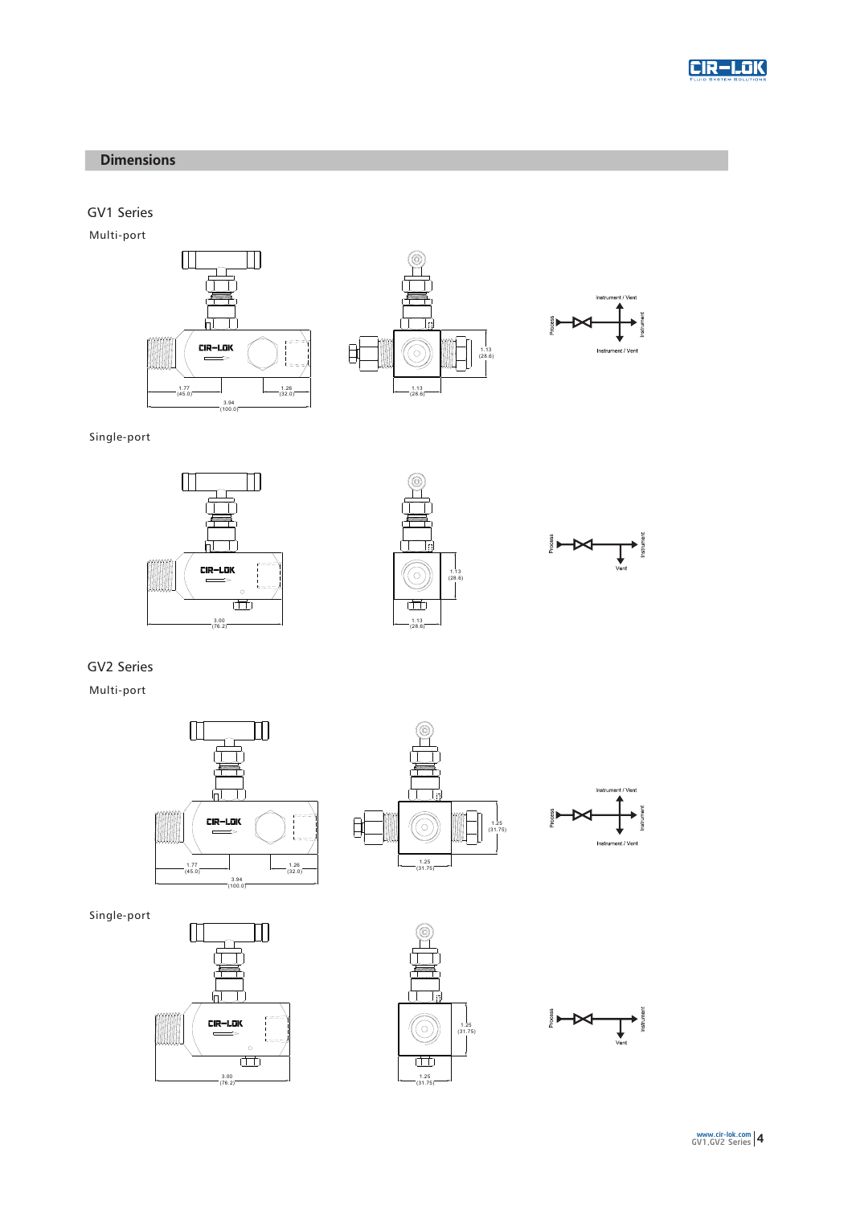## Dimensions

### GV1 Series

Multi-port

1.77 (45.0) | 1.26 (32.0) | 3.94 (100.0) | 1.13 (28.6) | 1.13 (28.6)

Process | Instrument / Vent | Instrument | Instrument / Vent

Single-port

3.00 (76.2) | 1.13 (28.6) | 1.13 (28.6)

Process | Instrument | Vent

### GV2 Series

Multi-port

1.77 (45.0) | 1.26 (32.0) | 3.94 (100.0) | 1.25 (31.75) | 1.25 (31.75)

Process | Instrument / Vent | Instrument | Instrument / Vent

Single-port

3.00 (76.2) | 1.25 (31.75) | 1.25 (31.75)

Process | Instrument | Vent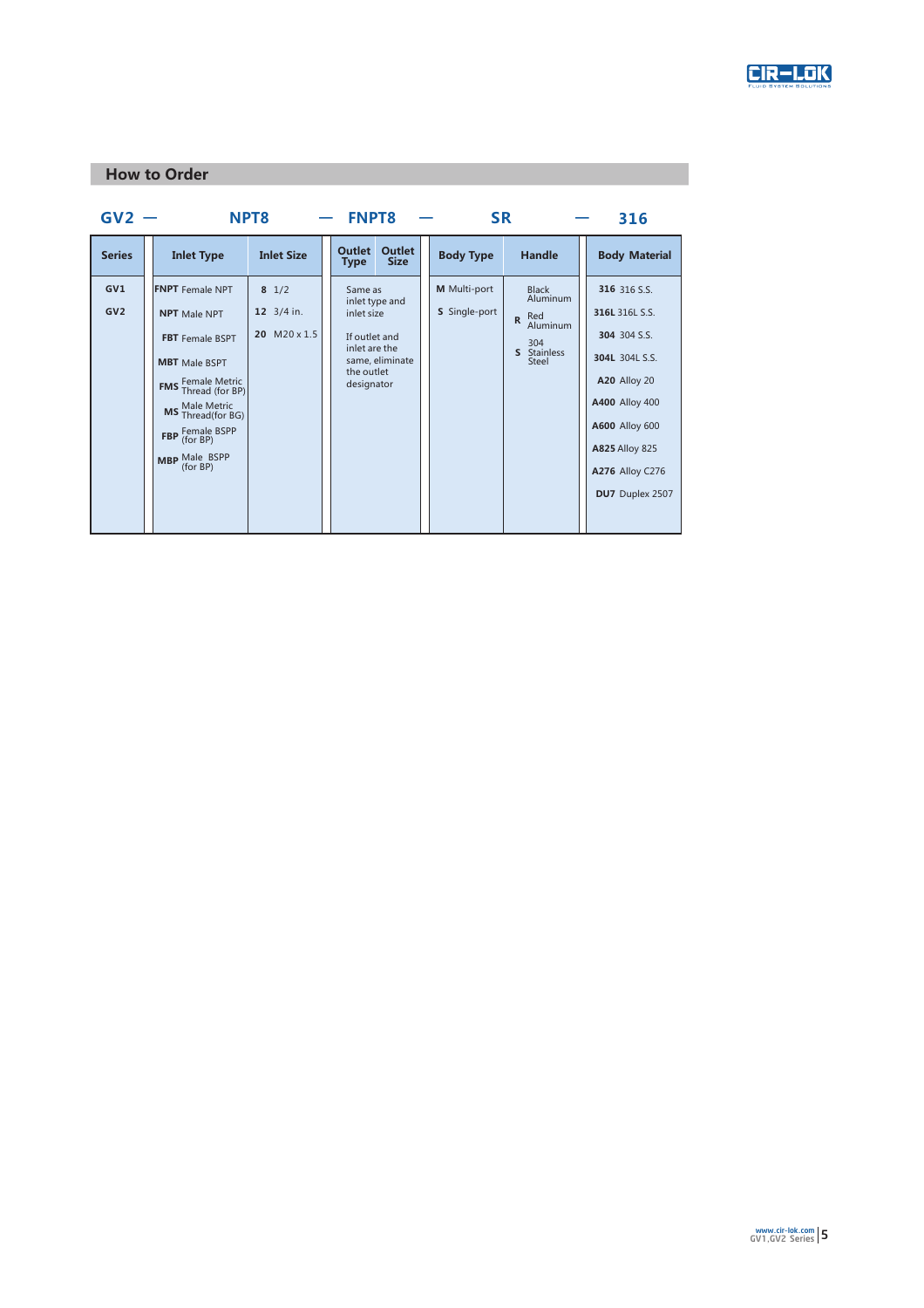## How to Order

**GV2 — NPT8 — FNPT8 — SR — 316**

| Series | Inlet Type | Inlet Size | Outlet Type | Outlet Size | Body Type | Handle | Body Material |
|---|---|---|---|---|---|---|---|
| **GV1** | **FNPT** Female NPT | **8** 1/2 | Same as inlet type and inlet size | | **M** Multi-port | Black Aluminum | **316** 316 S.S. |
| **GV2** | **NPT** Male NPT | **12** 3/4 in. | If outlet and inlet are the same, eliminate the outlet designator | | **S** Single-port | **R** Red Aluminum | **316L** 316L S.S. |
| | **FBT** Female BSPT | **20** M20 x 1.5 | | | | **S** 304 Stainless Steel | **304** 304 S.S. |
| | **MBT** Male BSPT | | | | | | **304L** 304L S.S. |
| | **FMS** Female Metric Thread (for BP) | | | | | | **A20** Alloy 20 |
| | **MS** Male Metric Thread(for BG) | | | | | | **A400** Alloy 400 |
| | **FBP** Female BSPP (for BP) | | | | | | **A600** Alloy 600 |
| | **MBP** Male BSPP (for BP) | | | | | | **A825** Alloy 825 |
| | | | | | | | **A276** Alloy C276 |
| | | | | | | | **DU7** Duplex 2507 |